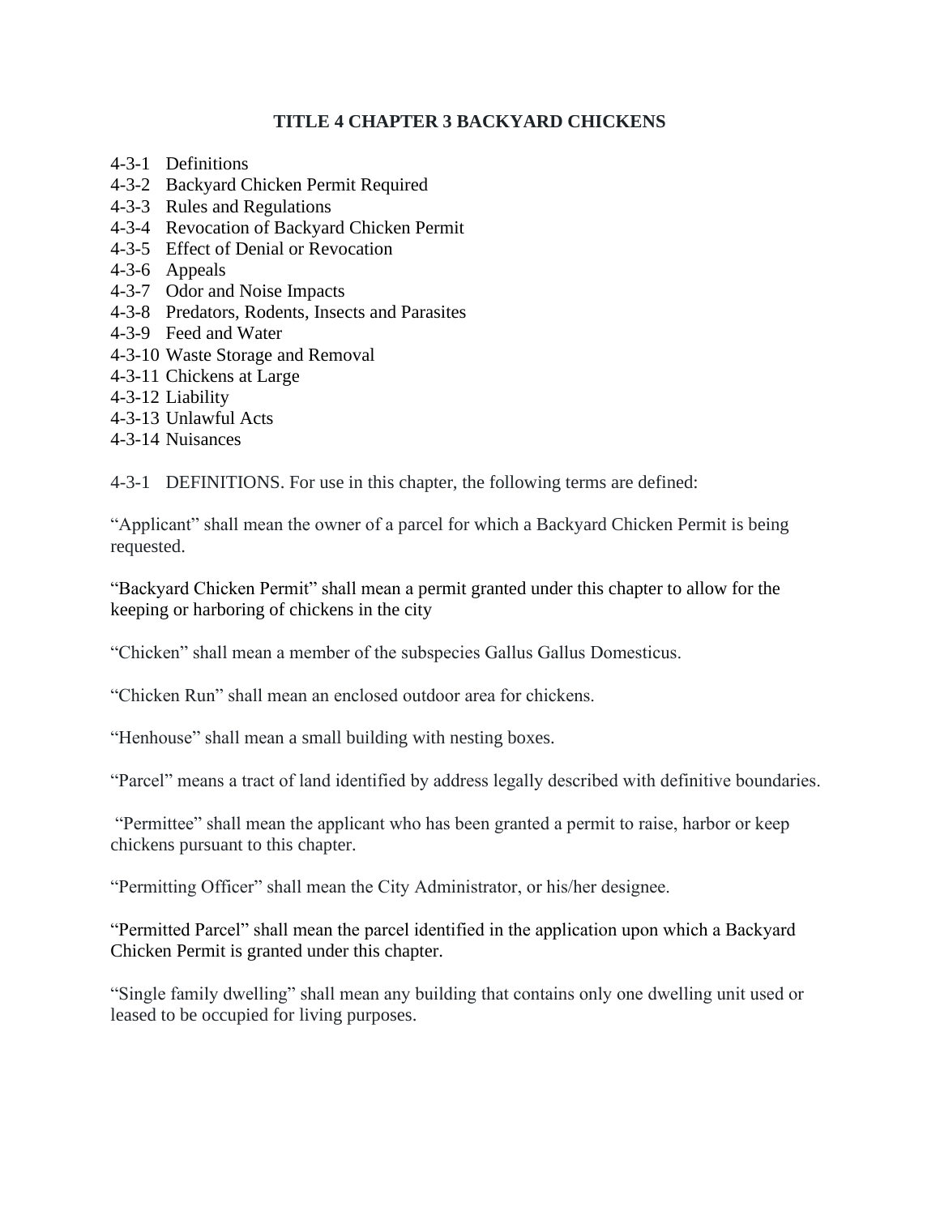# TITLE 4 CHAPTER 3 BACKYARD CHICKENS

4-3-1 Definitions
4-3-2 Backyard Chicken Permit Required
4-3-3 Rules and Regulations
4-3-4 Revocation of Backyard Chicken Permit
4-3-5 Effect of Denial or Revocation
4-3-6 Appeals
4-3-7 Odor and Noise Impacts
4-3-8 Predators, Rodents, Insects and Parasites
4-3-9 Feed and Water
4-3-10 Waste Storage and Removal
4-3-11 Chickens at Large
4-3-12 Liability
4-3-13 Unlawful Acts
4-3-14 Nuisances

4-3-1 DEFINITIONS. For use in this chapter, the following terms are defined:

"Applicant" shall mean the owner of a parcel for which a Backyard Chicken Permit is being requested.

"Backyard Chicken Permit" shall mean a permit granted under this chapter to allow for the keeping or harboring of chickens in the city

"Chicken" shall mean a member of the subspecies Gallus Gallus Domesticus.

"Chicken Run" shall mean an enclosed outdoor area for chickens.

"Henhouse" shall mean a small building with nesting boxes.

"Parcel" means a tract of land identified by address legally described with definitive boundaries.

"Permittee" shall mean the applicant who has been granted a permit to raise, harbor or keep chickens pursuant to this chapter.

"Permitting Officer" shall mean the City Administrator, or his/her designee.

"Permitted Parcel" shall mean the parcel identified in the application upon which a Backyard Chicken Permit is granted under this chapter.

"Single family dwelling" shall mean any building that contains only one dwelling unit used or leased to be occupied for living purposes.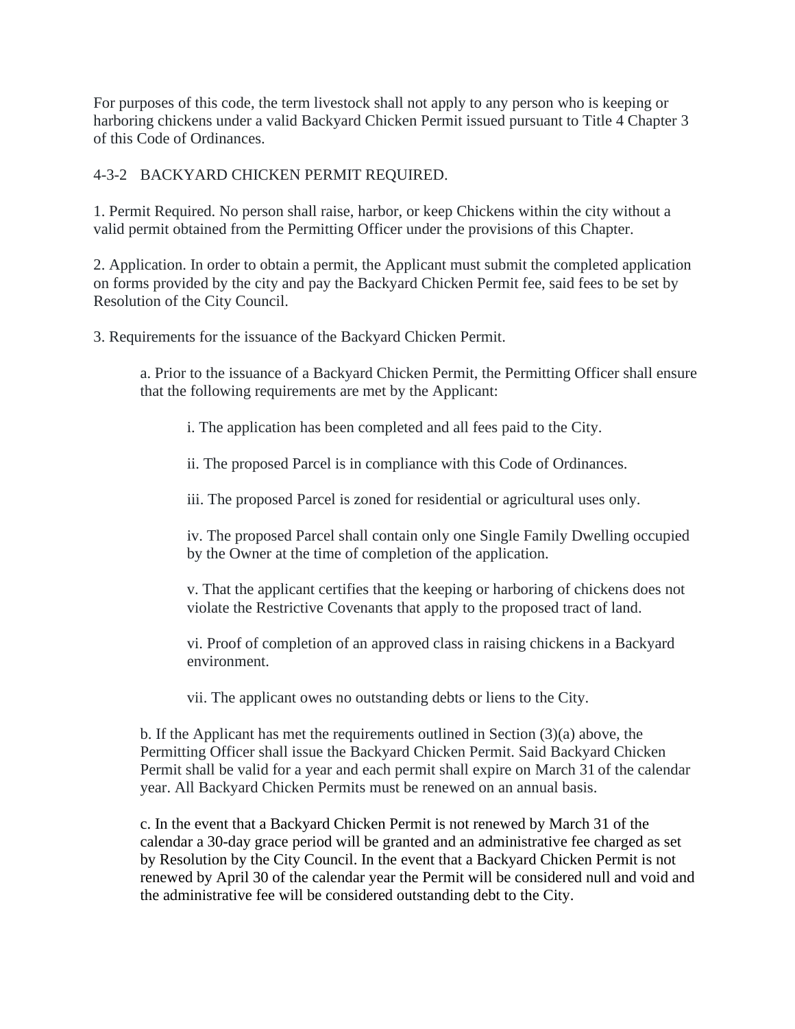For purposes of this code, the term livestock shall not apply to any person who is keeping or harboring chickens under a valid Backyard Chicken Permit issued pursuant to Title 4 Chapter 3 of this Code of Ordinances.

## 4-3-2 BACKYARD CHICKEN PERMIT REQUIRED.

1. Permit Required. No person shall raise, harbor, or keep Chickens within the city without a valid permit obtained from the Permitting Officer under the provisions of this Chapter.

2. Application. In order to obtain a permit, the Applicant must submit the completed application on forms provided by the city and pay the Backyard Chicken Permit fee, said fees to be set by Resolution of the City Council.

3. Requirements for the issuance of the Backyard Chicken Permit.

   a. Prior to the issuance of a Backyard Chicken Permit, the Permitting Officer shall ensure that the following requirements are met by the Applicant:

      i. The application has been completed and all fees paid to the City.

      ii. The proposed Parcel is in compliance with this Code of Ordinances.

      iii. The proposed Parcel is zoned for residential or agricultural uses only.

      iv. The proposed Parcel shall contain only one Single Family Dwelling occupied by the Owner at the time of completion of the application.

      v. That the applicant certifies that the keeping or harboring of chickens does not violate the Restrictive Covenants that apply to the proposed tract of land.

      vi. Proof of completion of an approved class in raising chickens in a Backyard environment.

      vii. The applicant owes no outstanding debts or liens to the City.

   b. If the Applicant has met the requirements outlined in Section (3)(a) above, the Permitting Officer shall issue the Backyard Chicken Permit. Said Backyard Chicken Permit shall be valid for a year and each permit shall expire on March 31 of the calendar year. All Backyard Chicken Permits must be renewed on an annual basis.

   c. In the event that a Backyard Chicken Permit is not renewed by March 31 of the calendar a 30-day grace period will be granted and an administrative fee charged as set by Resolution by the City Council. In the event that a Backyard Chicken Permit is not renewed by April 30 of the calendar year the Permit will be considered null and void and the administrative fee will be considered outstanding debt to the City.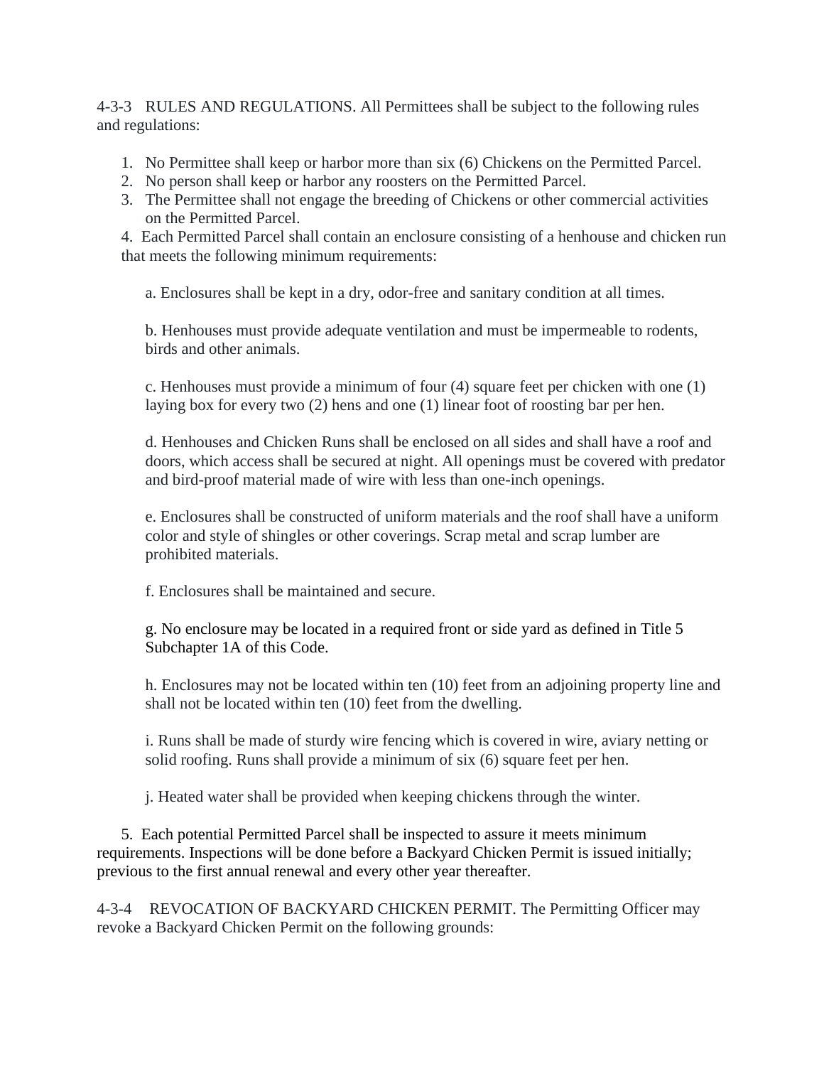4-3-3 RULES AND REGULATIONS. All Permittees shall be subject to the following rules and regulations:

1. No Permittee shall keep or harbor more than six (6) Chickens on the Permitted Parcel.
2. No person shall keep or harbor any roosters on the Permitted Parcel.
3. The Permittee shall not engage the breeding of Chickens or other commercial activities on the Permitted Parcel.
4. Each Permitted Parcel shall contain an enclosure consisting of a henhouse and chicken run that meets the following minimum requirements:

   a. Enclosures shall be kept in a dry, odor-free and sanitary condition at all times.

   b. Henhouses must provide adequate ventilation and must be impermeable to rodents, birds and other animals.

   c. Henhouses must provide a minimum of four (4) square feet per chicken with one (1) laying box for every two (2) hens and one (1) linear foot of roosting bar per hen.

   d. Henhouses and Chicken Runs shall be enclosed on all sides and shall have a roof and doors, which access shall be secured at night. All openings must be covered with predator and bird-proof material made of wire with less than one-inch openings.

   e. Enclosures shall be constructed of uniform materials and the roof shall have a uniform color and style of shingles or other coverings. Scrap metal and scrap lumber are prohibited materials.

   f. Enclosures shall be maintained and secure.

   g. No enclosure may be located in a required front or side yard as defined in Title 5 Subchapter 1A of this Code.

   h. Enclosures may not be located within ten (10) feet from an adjoining property line and shall not be located within ten (10) feet from the dwelling.

   i. Runs shall be made of sturdy wire fencing which is covered in wire, aviary netting or solid roofing. Runs shall provide a minimum of six (6) square feet per hen.

   j. Heated water shall be provided when keeping chickens through the winter.

5. Each potential Permitted Parcel shall be inspected to assure it meets minimum requirements. Inspections will be done before a Backyard Chicken Permit is issued initially; previous to the first annual renewal and every other year thereafter.

4-3-4 REVOCATION OF BACKYARD CHICKEN PERMIT. The Permitting Officer may revoke a Backyard Chicken Permit on the following grounds: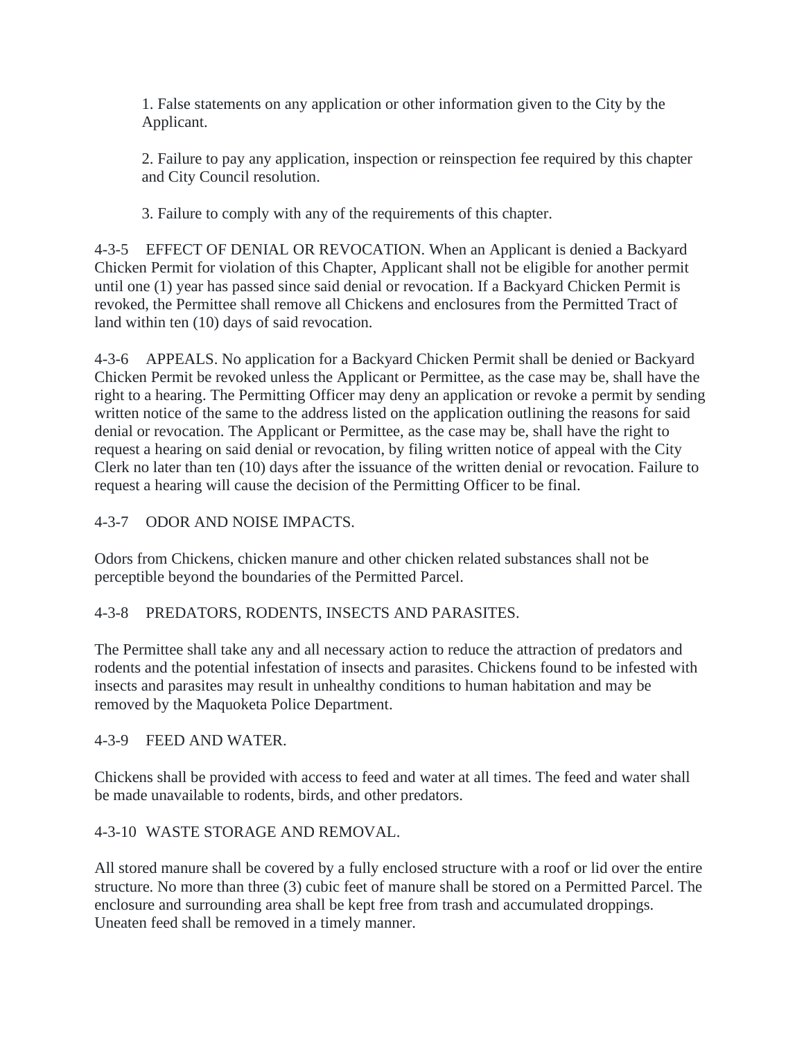1. False statements on any application or other information given to the City by the Applicant.

2. Failure to pay any application, inspection or reinspection fee required by this chapter and City Council resolution.

3. Failure to comply with any of the requirements of this chapter.

4-3-5 EFFECT OF DENIAL OR REVOCATION. When an Applicant is denied a Backyard Chicken Permit for violation of this Chapter, Applicant shall not be eligible for another permit until one (1) year has passed since said denial or revocation. If a Backyard Chicken Permit is revoked, the Permittee shall remove all Chickens and enclosures from the Permitted Tract of land within ten (10) days of said revocation.

4-3-6 APPEALS. No application for a Backyard Chicken Permit shall be denied or Backyard Chicken Permit be revoked unless the Applicant or Permittee, as the case may be, shall have the right to a hearing. The Permitting Officer may deny an application or revoke a permit by sending written notice of the same to the address listed on the application outlining the reasons for said denial or revocation. The Applicant or Permittee, as the case may be, shall have the right to request a hearing on said denial or revocation, by filing written notice of appeal with the City Clerk no later than ten (10) days after the issuance of the written denial or revocation. Failure to request a hearing will cause the decision of the Permitting Officer to be final.

4-3-7 ODOR AND NOISE IMPACTS.

Odors from Chickens, chicken manure and other chicken related substances shall not be perceptible beyond the boundaries of the Permitted Parcel.

4-3-8 PREDATORS, RODENTS, INSECTS AND PARASITES.

The Permittee shall take any and all necessary action to reduce the attraction of predators and rodents and the potential infestation of insects and parasites. Chickens found to be infested with insects and parasites may result in unhealthy conditions to human habitation and may be removed by the Maquoketa Police Department.

4-3-9 FEED AND WATER.

Chickens shall be provided with access to feed and water at all times. The feed and water shall be made unavailable to rodents, birds, and other predators.

4-3-10 WASTE STORAGE AND REMOVAL.

All stored manure shall be covered by a fully enclosed structure with a roof or lid over the entire structure. No more than three (3) cubic feet of manure shall be stored on a Permitted Parcel. The enclosure and surrounding area shall be kept free from trash and accumulated droppings. Uneaten feed shall be removed in a timely manner.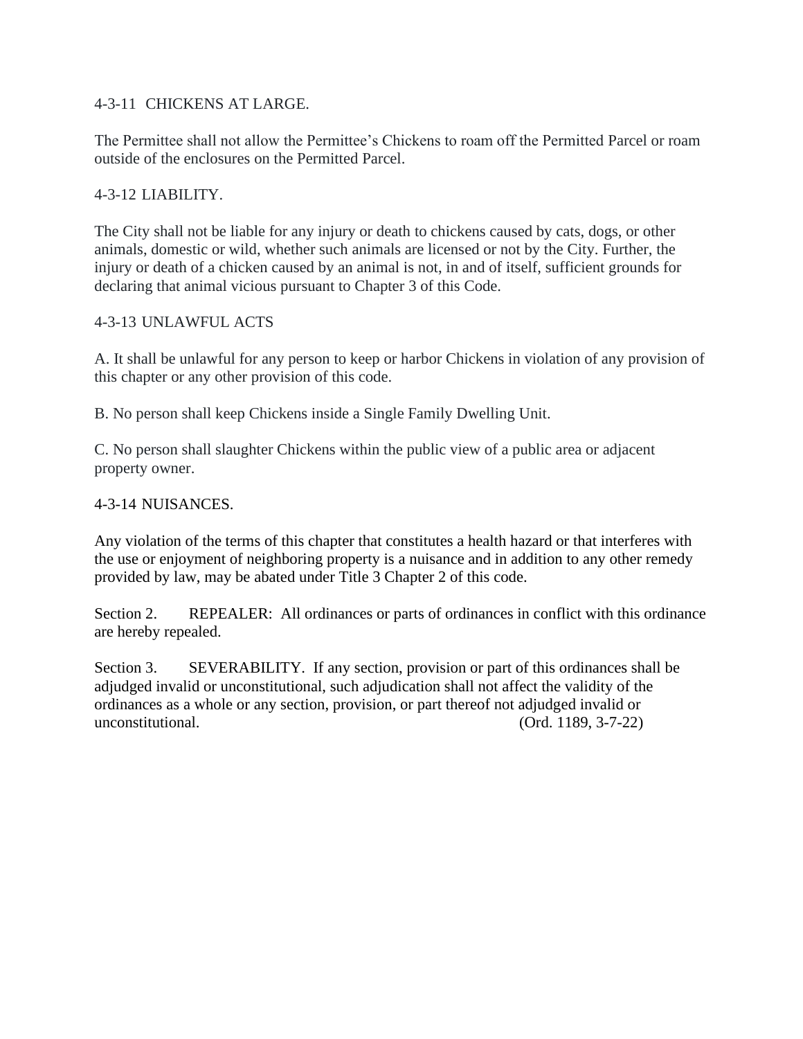4-3-11 CHICKENS AT LARGE.

The Permittee shall not allow the Permittee's Chickens to roam off the Permitted Parcel or roam outside of the enclosures on the Permitted Parcel.

4-3-12 LIABILITY.

The City shall not be liable for any injury or death to chickens caused by cats, dogs, or other animals, domestic or wild, whether such animals are licensed or not by the City. Further, the injury or death of a chicken caused by an animal is not, in and of itself, sufficient grounds for declaring that animal vicious pursuant to Chapter 3 of this Code.

4-3-13 UNLAWFUL ACTS

A. It shall be unlawful for any person to keep or harbor Chickens in violation of any provision of this chapter or any other provision of this code.

B. No person shall keep Chickens inside a Single Family Dwelling Unit.

C. No person shall slaughter Chickens within the public view of a public area or adjacent property owner.

4-3-14 NUISANCES.

Any violation of the terms of this chapter that constitutes a health hazard or that interferes with the use or enjoyment of neighboring property is a nuisance and in addition to any other remedy provided by law, may be abated under Title 3 Chapter 2 of this code.

Section 2. REPEALER: All ordinances or parts of ordinances in conflict with this ordinance are hereby repealed.

Section 3. SEVERABILITY. If any section, provision or part of this ordinances shall be adjudged invalid or unconstitutional, such adjudication shall not affect the validity of the ordinances as a whole or any section, provision, or part thereof not adjudged invalid or unconstitutional. (Ord. 1189, 3-7-22)